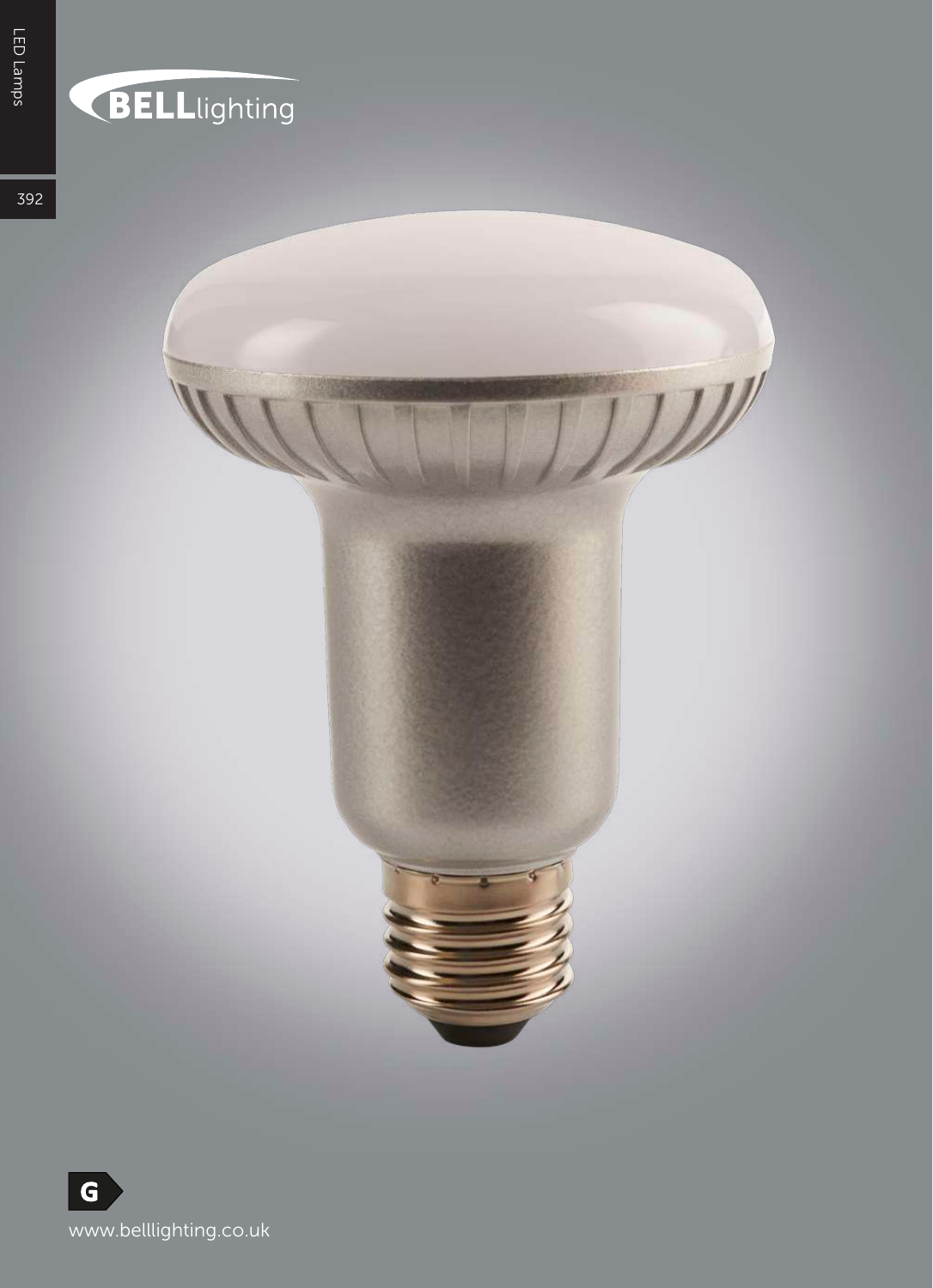BELLlighting

G

www.belllighting.co.uk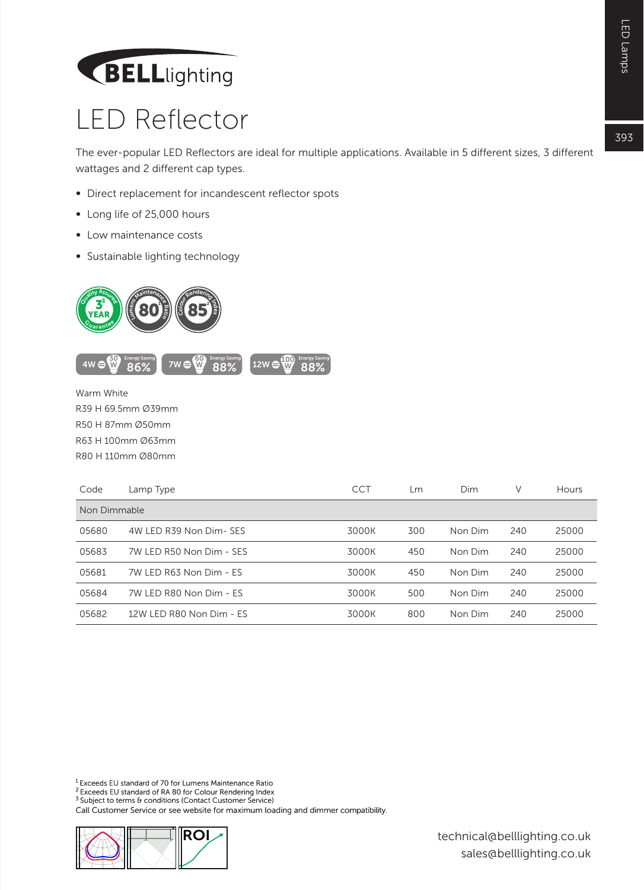# LED Reflector

The ever-popular LED Reflectors are ideal for multiple applications. Available in 5 different sizes, 3 different wattages and 2 different cap types.

- Direct replacement for incandescent reflector spots
- Long life of 25,000 hours
- Low maintenance costs
- Sustainable lighting technology

4W 30W Energy Saving 86% | 7W 60W Energy Saving 88% | 12W 100W Energy Saving 88%

Warm White
R39 H 69.5mm Ø39mm
R50 H 87mm Ø50mm
R63 H 100mm Ø63mm
R80 H 110mm Ø80mm

| Code | Lamp Type | CCT | Lm | Dim | V | Hours |
|---|---|---|---|---|---|---|
| Non Dimmable | | | | | | |
| 05680 | 4W LED R39 Non Dim- SES | 3000K | 300 | Non Dim | 240 | 25000 |
| 05683 | 7W LED R50 Non Dim - SES | 3000K | 450 | Non Dim | 240 | 25000 |
| 05681 | 7W LED R63 Non Dim - ES | 3000K | 450 | Non Dim | 240 | 25000 |
| 05684 | 7W LED R80 Non Dim - ES | 3000K | 500 | Non Dim | 240 | 25000 |
| 05682 | 12W LED R80 Non Dim - ES | 3000K | 800 | Non Dim | 240 | 25000 |

[1] Exceeds EU standard of 70 for Lumens Maintenance Ratio
[2] Exceeds EU standard of RA 80 for Colour Rendering Index
[3] Subject to terms & conditions (Contact Customer Service)
Call Customer Service or see website for maximum loading and dimmer compatibility.

technical@belllighting.co.uk
sales@belllighting.co.uk